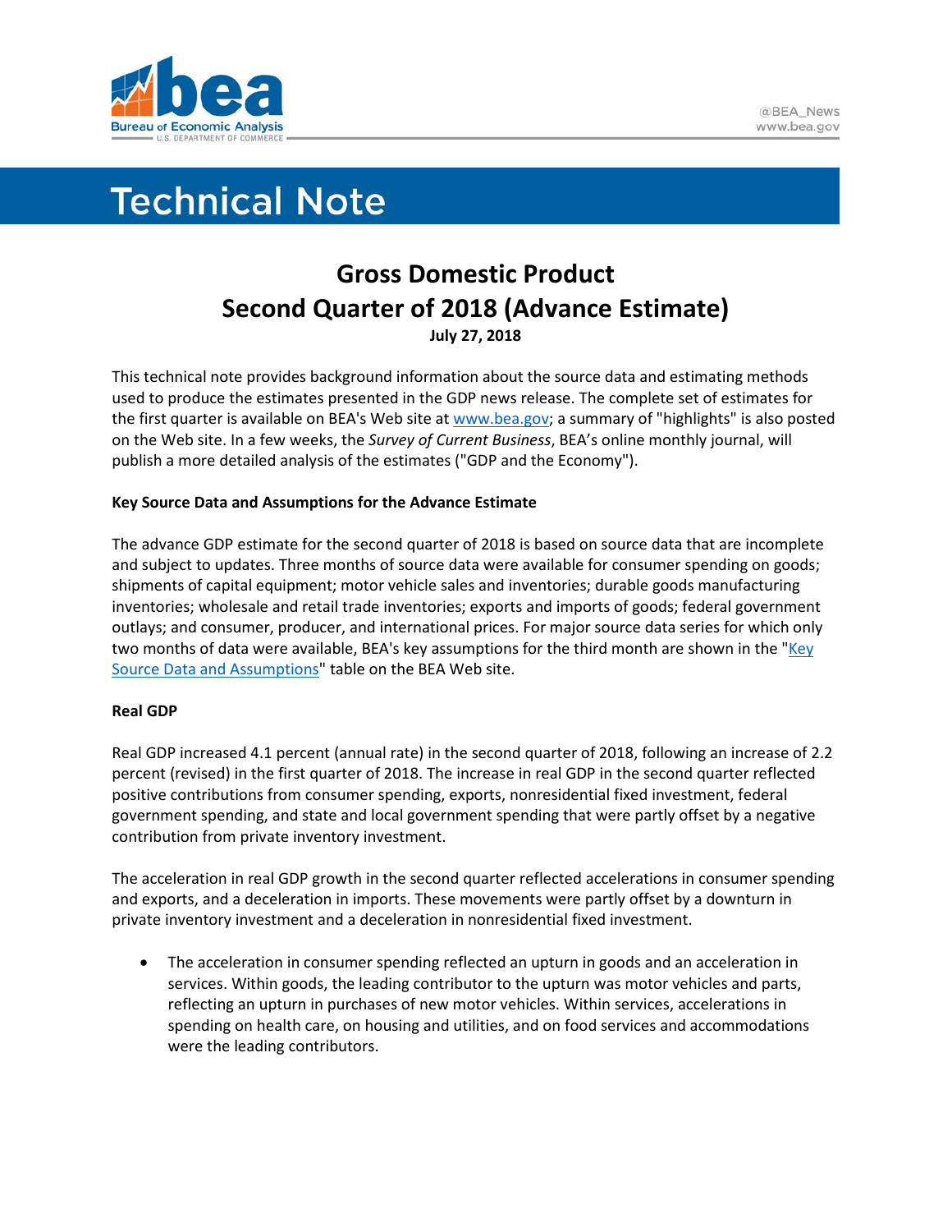# Technical Note

## Gross Domestic Product
## Second Quarter of 2018 (Advance Estimate)

**July 27, 2018**

This technical note provides background information about the source data and estimating methods used to produce the estimates presented in the GDP news release. The complete set of estimates for the first quarter is available on BEA's Web site at www.bea.gov; a summary of "highlights" is also posted on the Web site. In a few weeks, the *Survey of Current Business*, BEA's online monthly journal, will publish a more detailed analysis of the estimates ("GDP and the Economy").

**Key Source Data and Assumptions for the Advance Estimate**

The advance GDP estimate for the second quarter of 2018 is based on source data that are incomplete and subject to updates. Three months of source data were available for consumer spending on goods; shipments of capital equipment; motor vehicle sales and inventories; durable goods manufacturing inventories; wholesale and retail trade inventories; exports and imports of goods; federal government outlays; and consumer, producer, and international prices. For major source data series for which only two months of data were available, BEA's key assumptions for the third month are shown in the "Key Source Data and Assumptions" table on the BEA Web site.

**Real GDP**

Real GDP increased 4.1 percent (annual rate) in the second quarter of 2018, following an increase of 2.2 percent (revised) in the first quarter of 2018. The increase in real GDP in the second quarter reflected positive contributions from consumer spending, exports, nonresidential fixed investment, federal government spending, and state and local government spending that were partly offset by a negative contribution from private inventory investment.

The acceleration in real GDP growth in the second quarter reflected accelerations in consumer spending and exports, and a deceleration in imports. These movements were partly offset by a downturn in private inventory investment and a deceleration in nonresidential fixed investment.

- The acceleration in consumer spending reflected an upturn in goods and an acceleration in services. Within goods, the leading contributor to the upturn was motor vehicles and parts, reflecting an upturn in purchases of new motor vehicles. Within services, accelerations in spending on health care, on housing and utilities, and on food services and accommodations were the leading contributors.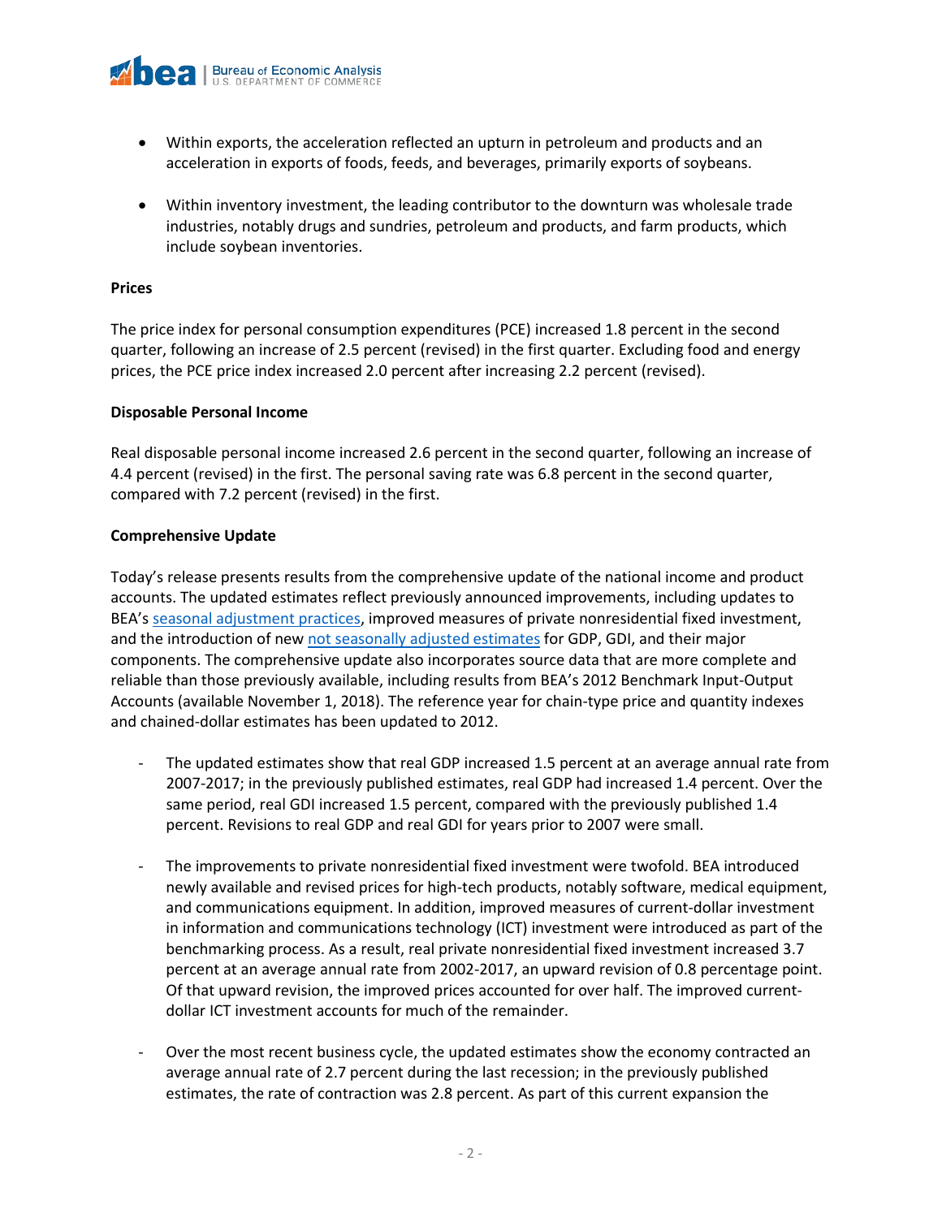- Within exports, the acceleration reflected an upturn in petroleum and products and an acceleration in exports of foods, feeds, and beverages, primarily exports of soybeans.

- Within inventory investment, the leading contributor to the downturn was wholesale trade industries, notably drugs and sundries, petroleum and products, and farm products, which include soybean inventories.

**Prices**

The price index for personal consumption expenditures (PCE) increased 1.8 percent in the second quarter, following an increase of 2.5 percent (revised) in the first quarter. Excluding food and energy prices, the PCE price index increased 2.0 percent after increasing 2.2 percent (revised).

**Disposable Personal Income**

Real disposable personal income increased 2.6 percent in the second quarter, following an increase of 4.4 percent (revised) in the first. The personal saving rate was 6.8 percent in the second quarter, compared with 7.2 percent (revised) in the first.

**Comprehensive Update**

Today's release presents results from the comprehensive update of the national income and product accounts. The updated estimates reflect previously announced improvements, including updates to BEA's seasonal adjustment practices, improved measures of private nonresidential fixed investment, and the introduction of new not seasonally adjusted estimates for GDP, GDI, and their major components. The comprehensive update also incorporates source data that are more complete and reliable than those previously available, including results from BEA's 2012 Benchmark Input-Output Accounts (available November 1, 2018). The reference year for chain-type price and quantity indexes and chained-dollar estimates has been updated to 2012.

- The updated estimates show that real GDP increased 1.5 percent at an average annual rate from 2007-2017; in the previously published estimates, real GDP had increased 1.4 percent. Over the same period, real GDI increased 1.5 percent, compared with the previously published 1.4 percent. Revisions to real GDP and real GDI for years prior to 2007 were small.

- The improvements to private nonresidential fixed investment were twofold. BEA introduced newly available and revised prices for high-tech products, notably software, medical equipment, and communications equipment. In addition, improved measures of current-dollar investment in information and communications technology (ICT) investment were introduced as part of the benchmarking process. As a result, real private nonresidential fixed investment increased 3.7 percent at an average annual rate from 2002-2017, an upward revision of 0.8 percentage point. Of that upward revision, the improved prices accounted for over half. The improved current-dollar ICT investment accounts for much of the remainder.

- Over the most recent business cycle, the updated estimates show the economy contracted an average annual rate of 2.7 percent during the last recession; in the previously published estimates, the rate of contraction was 2.8 percent. As part of this current expansion the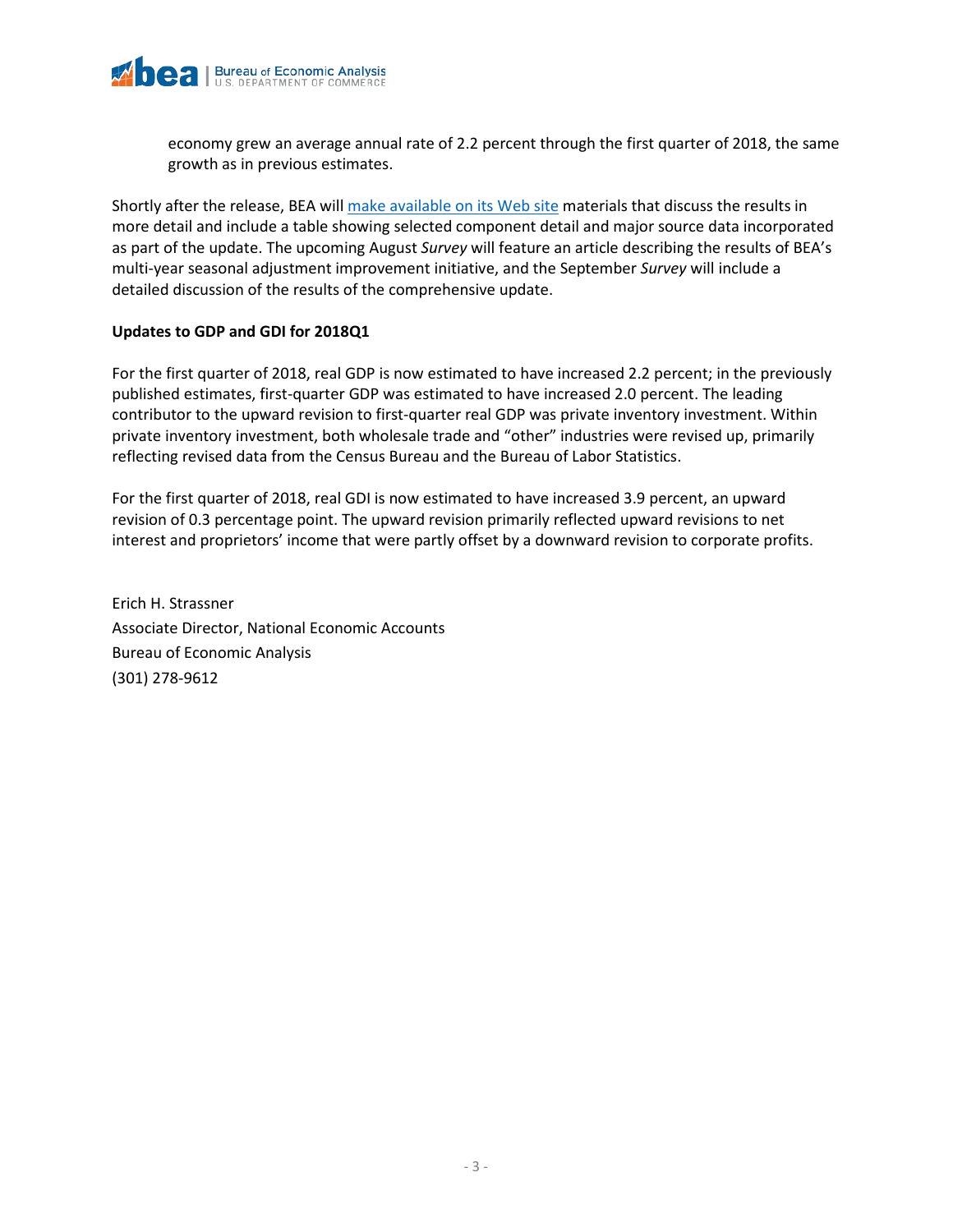economy grew an average annual rate of 2.2 percent through the first quarter of 2018, the same growth as in previous estimates.

Shortly after the release, BEA will make available on its Web site materials that discuss the results in more detail and include a table showing selected component detail and major source data incorporated as part of the update. The upcoming August *Survey* will feature an article describing the results of BEA's multi-year seasonal adjustment improvement initiative, and the September *Survey* will include a detailed discussion of the results of the comprehensive update.

**Updates to GDP and GDI for 2018Q1**

For the first quarter of 2018, real GDP is now estimated to have increased 2.2 percent; in the previously published estimates, first-quarter GDP was estimated to have increased 2.0 percent. The leading contributor to the upward revision to first-quarter real GDP was private inventory investment. Within private inventory investment, both wholesale trade and "other" industries were revised up, primarily reflecting revised data from the Census Bureau and the Bureau of Labor Statistics.

For the first quarter of 2018, real GDI is now estimated to have increased 3.9 percent, an upward revision of 0.3 percentage point. The upward revision primarily reflected upward revisions to net interest and proprietors' income that were partly offset by a downward revision to corporate profits.

Erich H. Strassner
Associate Director, National Economic Accounts
Bureau of Economic Analysis
(301) 278-9612